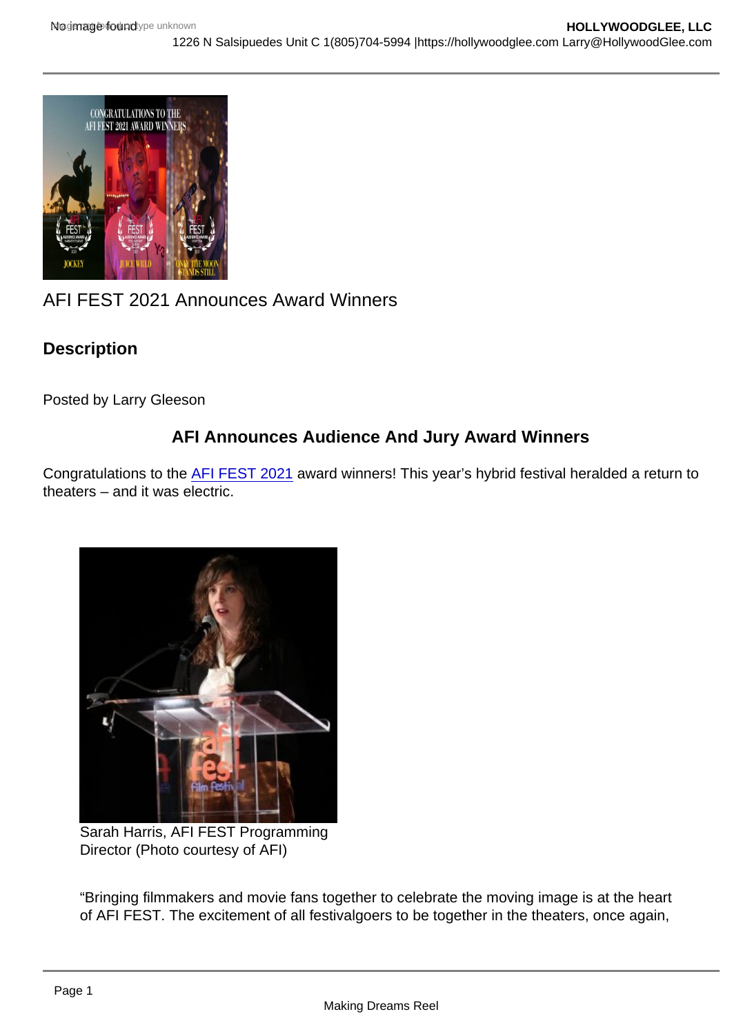# AFI FEST 2021 Announces Award Winners

## Description

Posted by Larry Gleeson

### AFI Announces Audience And Jury Award Winners

Congratulations to the [AFI FEST 2021] award winners! This year's hybrid festival heralded a return to theaters – and it was electric.

Sarah Harris, AFI FEST Programming Director (Photo courtesy of AFI)

"Bringing filmmakers and movie fans together to celebrate the moving image is at the heart of AFI FEST. The excitement of all festivalgoers to be together in the theaters, once again,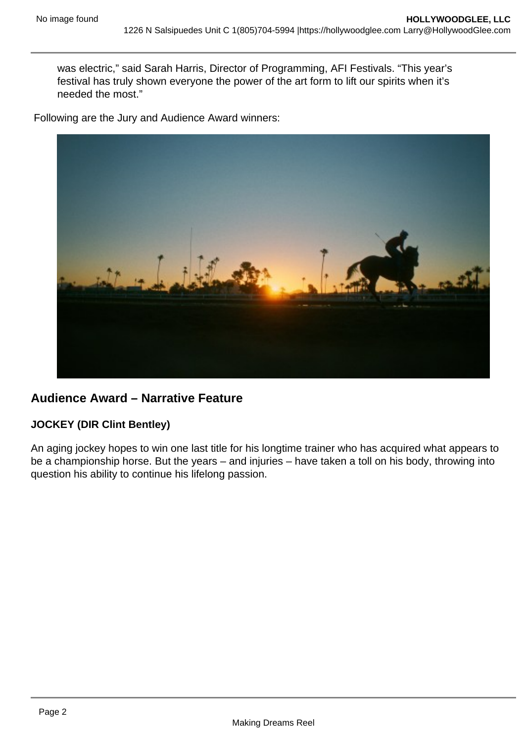was electric," said Sarah Harris, Director of Programming, AFI Festivals. "This year's festival has truly shown everyone the power of the art form to lift our spirits when it's needed the most."

Following are the Jury and Audience Award winners:

## Audience Award – Narrative Feature

**JOCKEY (DIR Clint Bentley)**

An aging jockey hopes to win one last title for his longtime trainer who has acquired what appears to be a championship horse. But the years – and injuries – have taken a toll on his body, throwing into question his ability to continue his lifelong passion.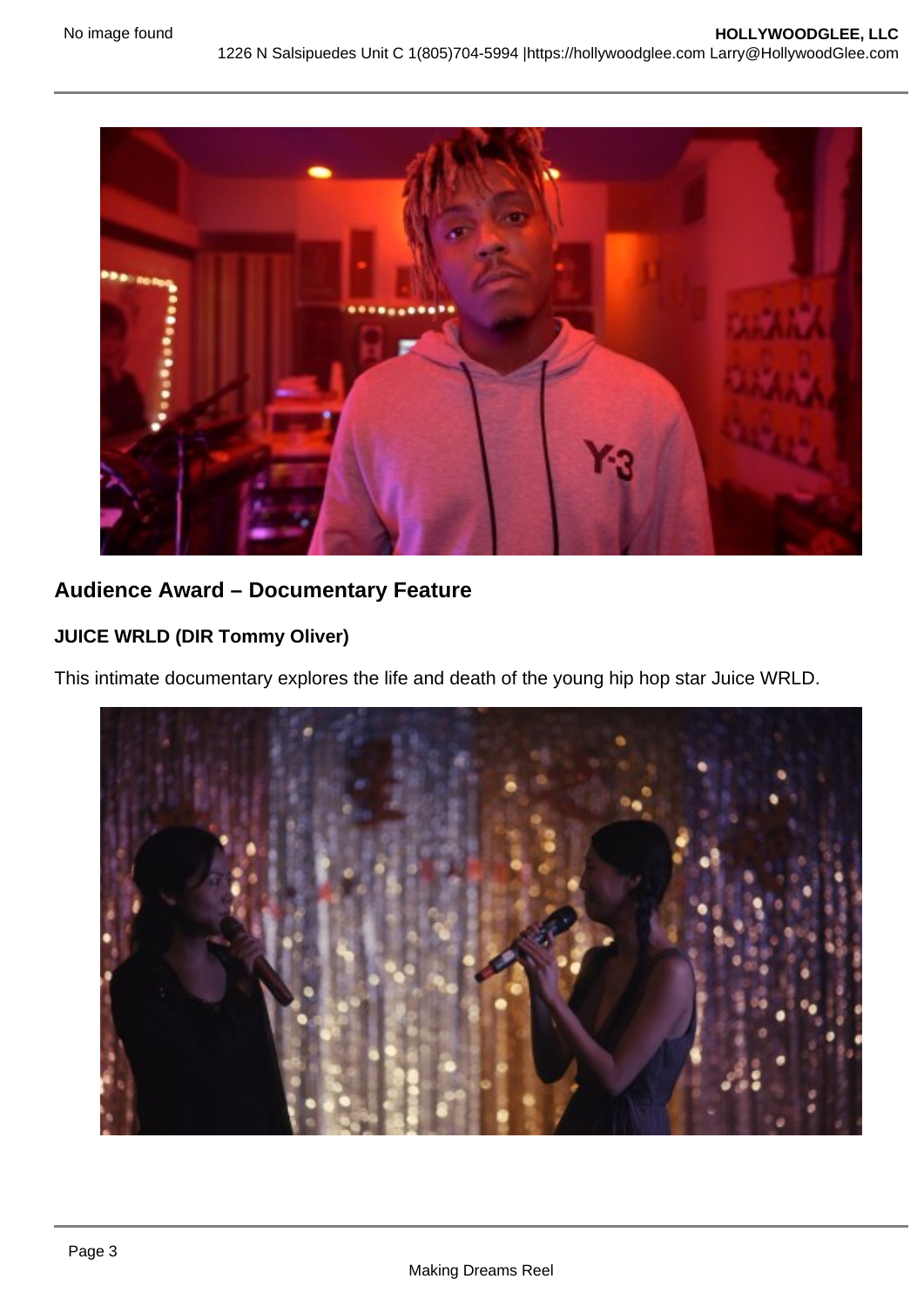## Audience Award – Documentary Feature

**JUICE WRLD (DIR Tommy Oliver)**

This intimate documentary explores the life and death of the young hip hop star Juice WRLD.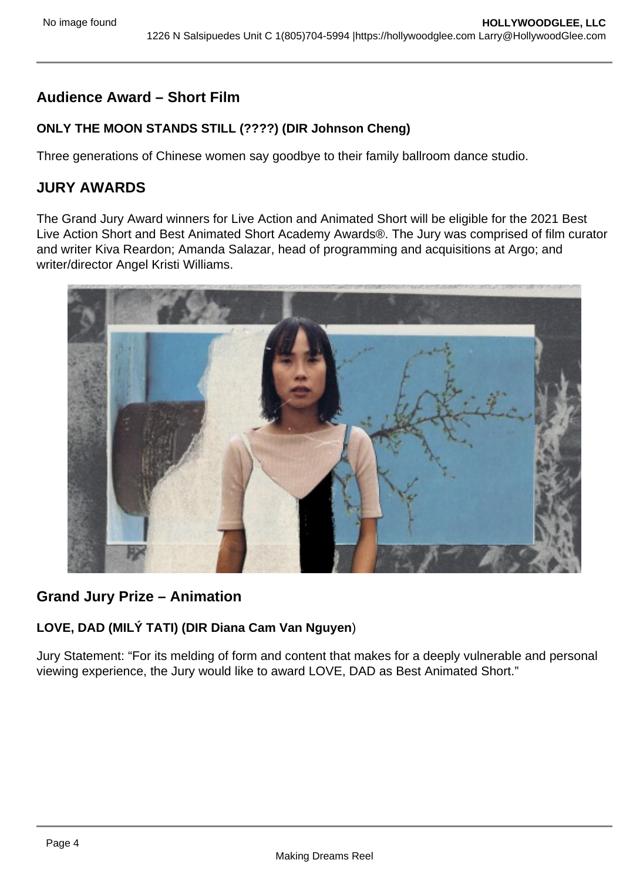## Audience Award – Short Film

**ONLY THE MOON STANDS STILL (????) (DIR Johnson Cheng)**

Three generations of Chinese women say goodbye to their family ballroom dance studio.

## JURY AWARDS

The Grand Jury Award winners for Live Action and Animated Short will be eligible for the 2021 Best Live Action Short and Best Animated Short Academy Awards®. The Jury was comprised of film curator and writer Kiva Reardon; Amanda Salazar, head of programming and acquisitions at Argo; and writer/director Angel Kristi Williams.

## Grand Jury Prize – Animation

**LOVE, DAD (MILÝ TATI) (DIR Diana Cam Van Nguyen**)

Jury Statement: "For its melding of form and content that makes for a deeply vulnerable and personal viewing experience, the Jury would like to award LOVE, DAD as Best Animated Short."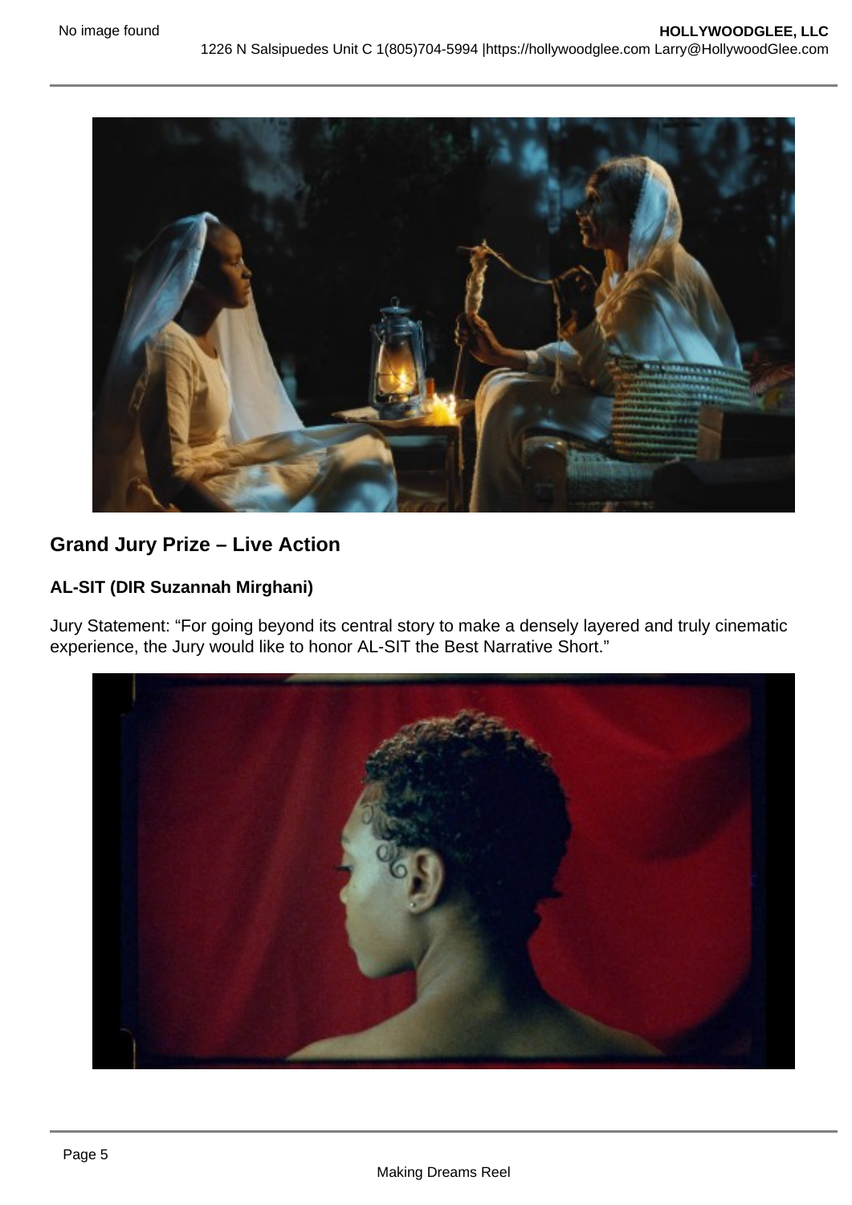## Grand Jury Prize – Live Action

**AL-SIT (DIR Suzannah Mirghani)**

Jury Statement: "For going beyond its central story to make a densely layered and truly cinematic experience, the Jury would like to honor AL-SIT the Best Narrative Short."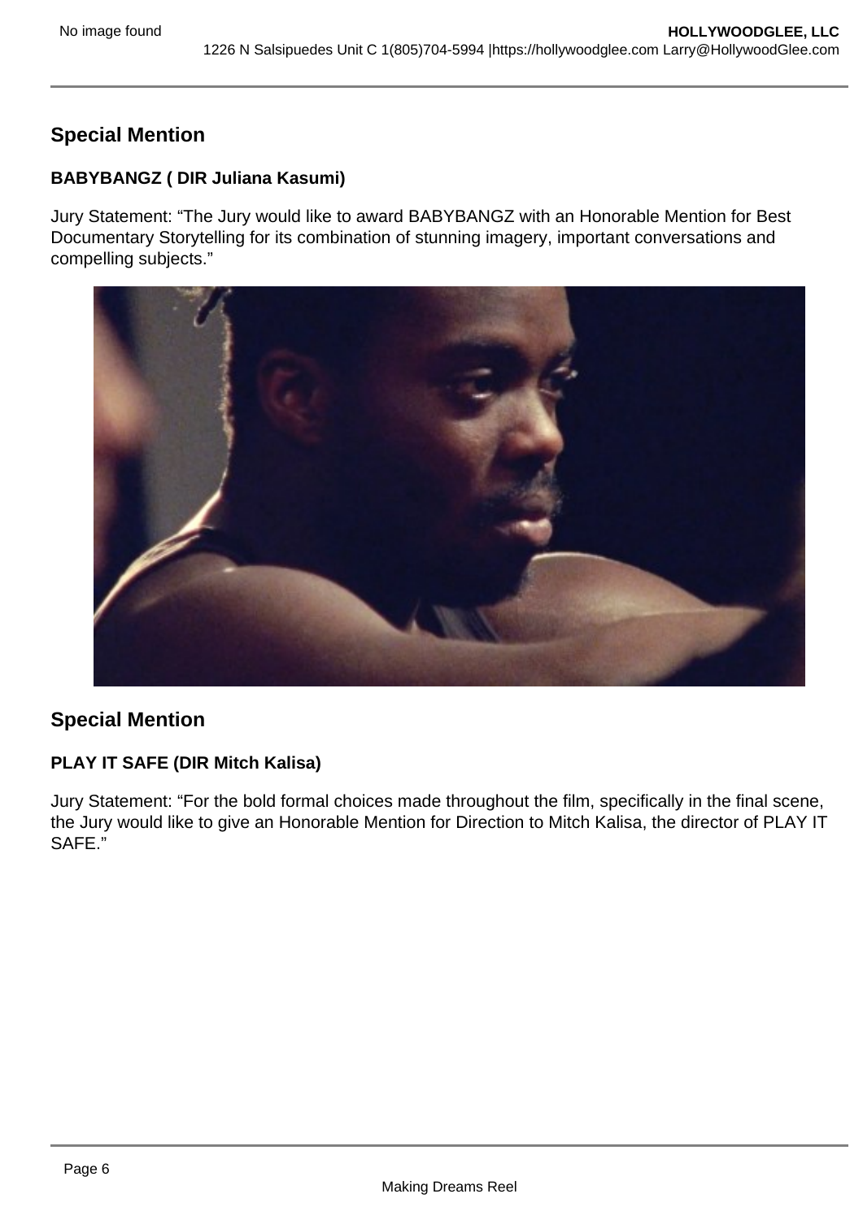## Special Mention

**BABYBANGZ ( DIR Juliana Kasumi)**

Jury Statement: “The Jury would like to award BABYBANGZ with an Honorable Mention for Best Documentary Storytelling for its combination of stunning imagery, important conversations and compelling subjects.”

## Special Mention

**PLAY IT SAFE (DIR Mitch Kalisa)**

Jury Statement: “For the bold formal choices made throughout the film, specifically in the final scene, the Jury would like to give an Honorable Mention for Direction to Mitch Kalisa, the director of PLAY IT SAFE.”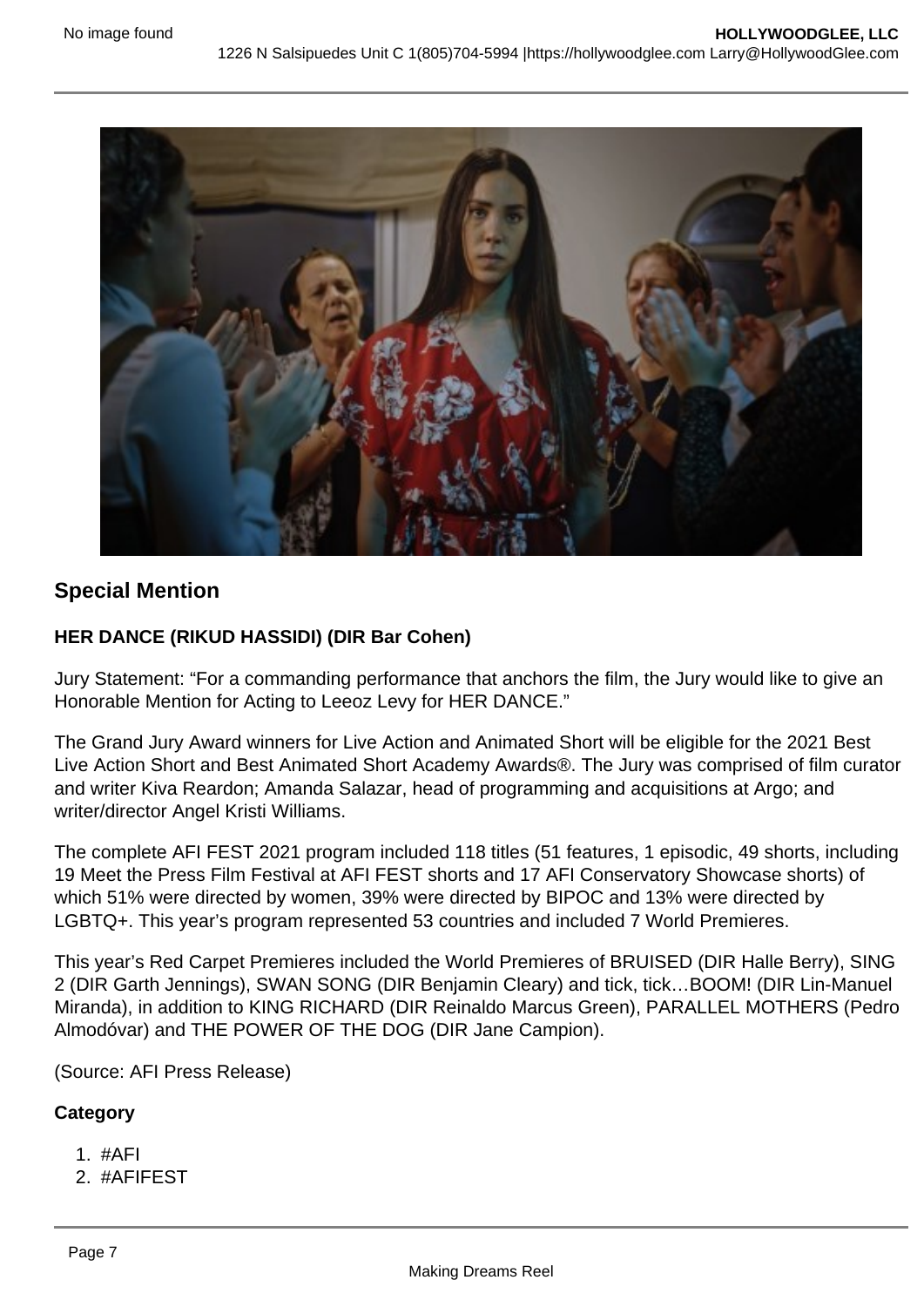## Special Mention

**HER DANCE (RIKUD HASSIDI) (DIR Bar Cohen)**

Jury Statement: “For a commanding performance that anchors the film, the Jury would like to give an Honorable Mention for Acting to Leeoz Levy for HER DANCE.”

The Grand Jury Award winners for Live Action and Animated Short will be eligible for the 2021 Best Live Action Short and Best Animated Short Academy Awards®. The Jury was comprised of film curator and writer Kiva Reardon; Amanda Salazar, head of programming and acquisitions at Argo; and writer/director Angel Kristi Williams.

The complete AFI FEST 2021 program included 118 titles (51 features, 1 episodic, 49 shorts, including 19 Meet the Press Film Festival at AFI FEST shorts and 17 AFI Conservatory Showcase shorts) of which 51% were directed by women, 39% were directed by BIPOC and 13% were directed by LGBTQ+. This year’s program represented 53 countries and included 7 World Premieres.

This year’s Red Carpet Premieres included the World Premieres of BRUISED (DIR Halle Berry), SING 2 (DIR Garth Jennings), SWAN SONG (DIR Benjamin Cleary) and tick, tick…BOOM! (DIR Lin-Manuel Miranda), in addition to KING RICHARD (DIR Reinaldo Marcus Green), PARALLEL MOTHERS (Pedro Almodóvar) and THE POWER OF THE DOG (DIR Jane Campion).

(Source: AFI Press Release)

**Category**

1. #AFI
2. #AFIFEST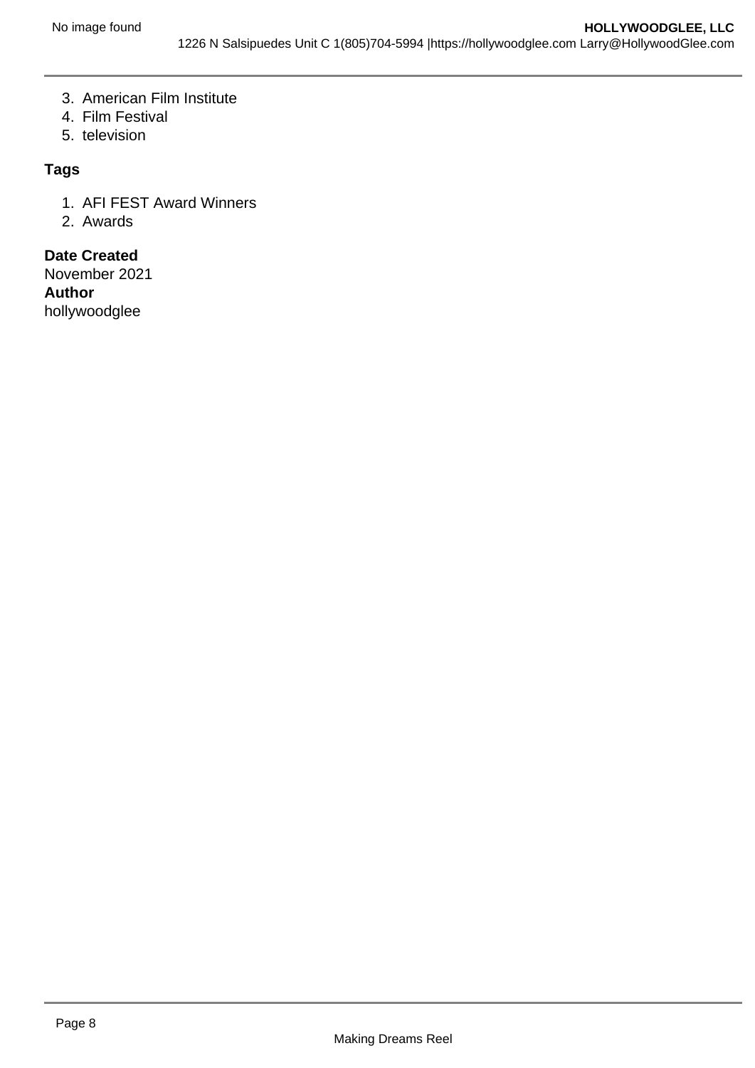3. American Film Institute
4. Film Festival
5. television

**Tags**

1. AFI FEST Award Winners
2. Awards

**Date Created**
November 2021
**Author**
hollywoodglee